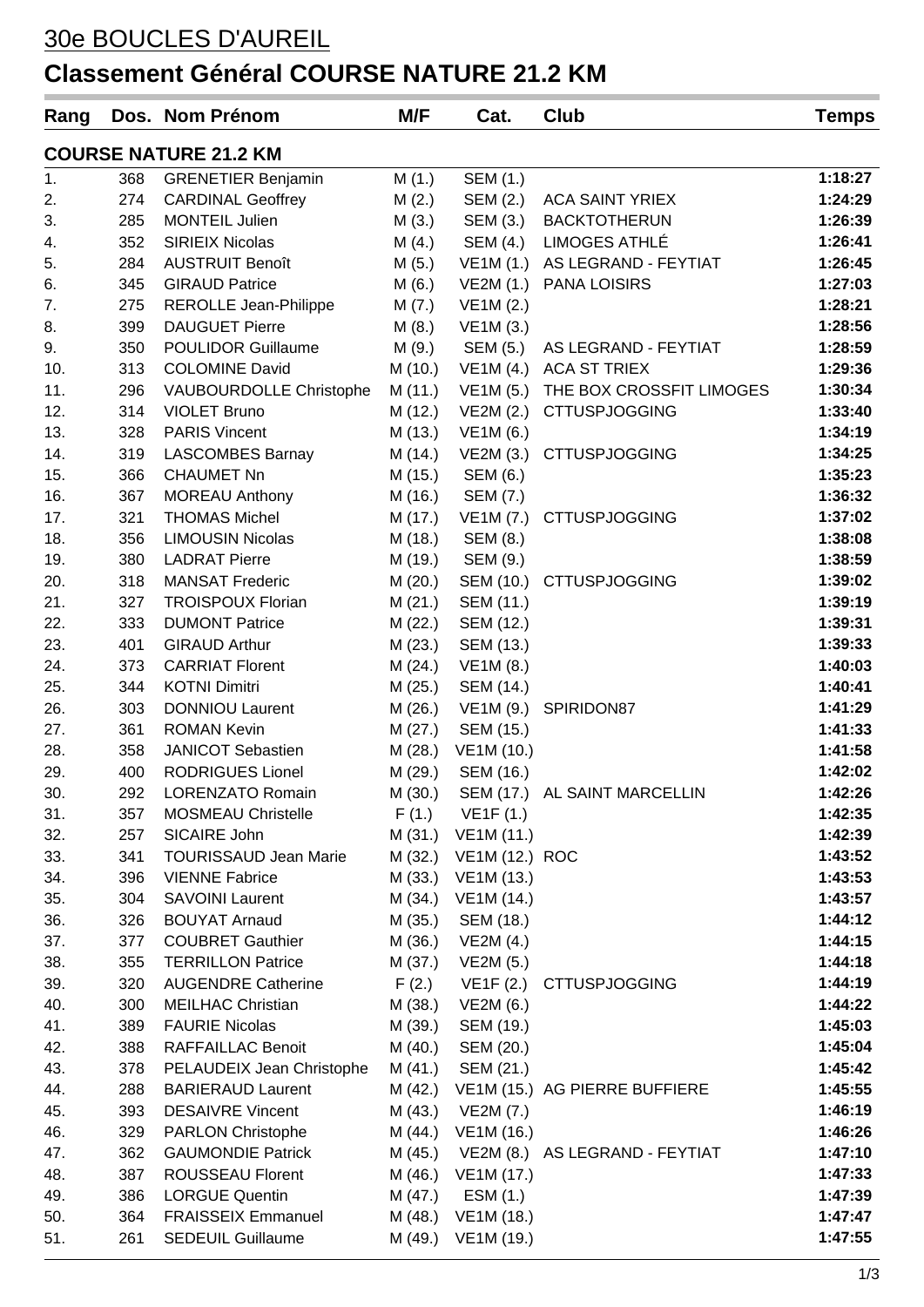# 30e BOUCLES D'AUREIL

## Classement Général COURSE NATURE 21.2 KM

| Rang | Dos. | Nom Prénom | M/F | Cat. | Club | Temps |
|---|---|---|---|---|---|---|
| **COURSE NATURE 21.2 KM** | | | | | | |
| 1. | 368 | GRENETIER Benjamin | M (1.) | SEM (1.) | | 1:18:27 |
| 2. | 274 | CARDINAL Geoffrey | M (2.) | SEM (2.) | ACA SAINT YRIEX | 1:24:29 |
| 3. | 285 | MONTEIL Julien | M (3.) | SEM (3.) | BACKTOTHERUN | 1:26:39 |
| 4. | 352 | SIRIEIX Nicolas | M (4.) | SEM (4.) | LIMOGES ATHLÉ | 1:26:41 |
| 5. | 284 | AUSTRUIT Benoît | M (5.) | VE1M (1.) | AS LEGRAND - FEYTIAT | 1:26:45 |
| 6. | 345 | GIRAUD Patrice | M (6.) | VE2M (1.) | PANA LOISIRS | 1:27:03 |
| 7. | 275 | REROLLE Jean-Philippe | M (7.) | VE1M (2.) | | 1:28:21 |
| 8. | 399 | DAUGUET Pierre | M (8.) | VE1M (3.) | | 1:28:56 |
| 9. | 350 | POULIDOR Guillaume | M (9.) | SEM (5.) | AS LEGRAND - FEYTIAT | 1:28:59 |
| 10. | 313 | COLOMINE David | M (10.) | VE1M (4.) | ACA ST TRIEX | 1:29:36 |
| 11. | 296 | VAUBOURDOLLE Christophe | M (11.) | VE1M (5.) | THE BOX CROSSFIT LIMOGES | 1:30:34 |
| 12. | 314 | VIOLET Bruno | M (12.) | VE2M (2.) | CTTUSPJOGGING | 1:33:40 |
| 13. | 328 | PARIS Vincent | M (13.) | VE1M (6.) | | 1:34:19 |
| 14. | 319 | LASCOMBES Barnay | M (14.) | VE2M (3.) | CTTUSPJOGGING | 1:34:25 |
| 15. | 366 | CHAUMET Nn | M (15.) | SEM (6.) | | 1:35:23 |
| 16. | 367 | MOREAU Anthony | M (16.) | SEM (7.) | | 1:36:32 |
| 17. | 321 | THOMAS Michel | M (17.) | VE1M (7.) | CTTUSPJOGGING | 1:37:02 |
| 18. | 356 | LIMOUSIN Nicolas | M (18.) | SEM (8.) | | 1:38:08 |
| 19. | 380 | LADRAT Pierre | M (19.) | SEM (9.) | | 1:38:59 |
| 20. | 318 | MANSAT Frederic | M (20.) | SEM (10.) | CTTUSPJOGGING | 1:39:02 |
| 21. | 327 | TROISPOUX Florian | M (21.) | SEM (11.) | | 1:39:19 |
| 22. | 333 | DUMONT Patrice | M (22.) | SEM (12.) | | 1:39:31 |
| 23. | 401 | GIRAUD Arthur | M (23.) | SEM (13.) | | 1:39:33 |
| 24. | 373 | CARRIAT Florent | M (24.) | VE1M (8.) | | 1:40:03 |
| 25. | 344 | KOTNI Dimitri | M (25.) | SEM (14.) | | 1:40:41 |
| 26. | 303 | DONNIOU Laurent | M (26.) | VE1M (9.) | SPIRIDON87 | 1:41:29 |
| 27. | 361 | ROMAN Kevin | M (27.) | SEM (15.) | | 1:41:33 |
| 28. | 358 | JANICOT Sebastien | M (28.) | VE1M (10.) | | 1:41:58 |
| 29. | 400 | RODRIGUES Lionel | M (29.) | SEM (16.) | | 1:42:02 |
| 30. | 292 | LORENZATO Romain | M (30.) | SEM (17.) | AL SAINT MARCELLIN | 1:42:26 |
| 31. | 357 | MOSMEAU Christelle | F (1.) | VE1F (1.) | | 1:42:35 |
| 32. | 257 | SICAIRE John | M (31.) | VE1M (11.) | | 1:42:39 |
| 33. | 341 | TOURISSAUD Jean Marie | M (32.) | VE1M (12.) | ROC | 1:43:52 |
| 34. | 396 | VIENNE Fabrice | M (33.) | VE1M (13.) | | 1:43:53 |
| 35. | 304 | SAVOINI Laurent | M (34.) | VE1M (14.) | | 1:43:57 |
| 36. | 326 | BOUYAT Arnaud | M (35.) | SEM (18.) | | 1:44:12 |
| 37. | 377 | COUBRET Gauthier | M (36.) | VE2M (4.) | | 1:44:15 |
| 38. | 355 | TERRILLON Patrice | M (37.) | VE2M (5.) | | 1:44:18 |
| 39. | 320 | AUGENDRE Catherine | F (2.) | VE1F (2.) | CTTUSPJOGGING | 1:44:19 |
| 40. | 300 | MEILHAC Christian | M (38.) | VE2M (6.) | | 1:44:22 |
| 41. | 389 | FAURIE Nicolas | M (39.) | SEM (19.) | | 1:45:03 |
| 42. | 388 | RAFFAILLAC Benoit | M (40.) | SEM (20.) | | 1:45:04 |
| 43. | 378 | PELAUDEIX Jean Christophe | M (41.) | SEM (21.) | | 1:45:42 |
| 44. | 288 | BARIERAUD Laurent | M (42.) | VE1M (15.) | AG PIERRE BUFFIERE | 1:45:55 |
| 45. | 393 | DESAIVRE Vincent | M (43.) | VE2M (7.) | | 1:46:19 |
| 46. | 329 | PARLON Christophe | M (44.) | VE1M (16.) | | 1:46:26 |
| 47. | 362 | GAUMONDIE Patrick | M (45.) | VE2M (8.) | AS LEGRAND - FEYTIAT | 1:47:10 |
| 48. | 387 | ROUSSEAU Florent | M (46.) | VE1M (17.) | | 1:47:33 |
| 49. | 386 | LORGUE Quentin | M (47.) | ESM (1.) | | 1:47:39 |
| 50. | 364 | FRAISSEIX Emmanuel | M (48.) | VE1M (18.) | | 1:47:47 |
| 51. | 261 | SEDEUIL Guillaume | M (49.) | VE1M (19.) | | 1:47:55 |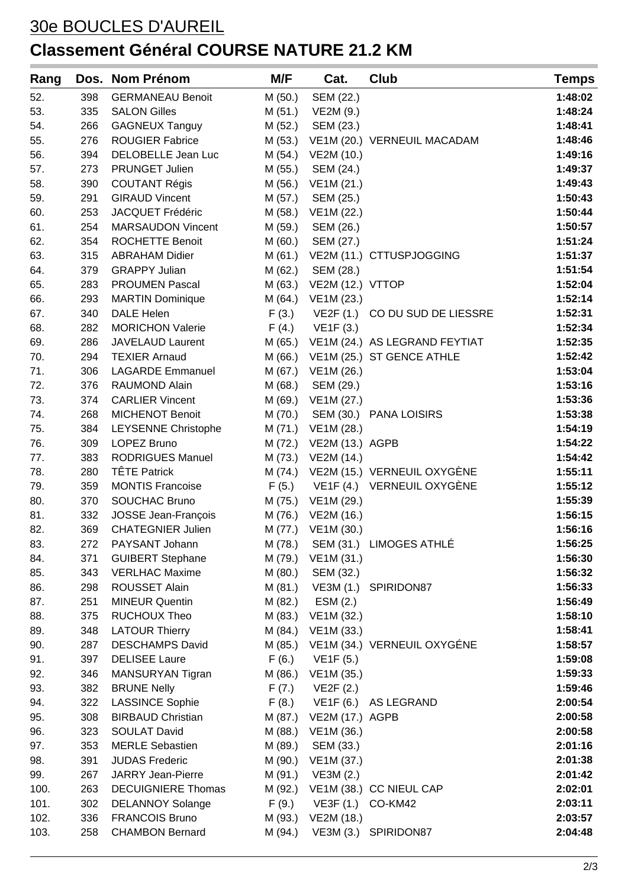# 30e BOUCLES D'AUREIL

## Classement Général COURSE NATURE 21.2 KM

| Rang | Dos. | Nom Prénom | M/F | Cat. | Club | Temps |
|---|---|---|---|---|---|---|
| 52. | 398 | GERMANEAU Benoit | M (50.) | SEM (22.) | | **1:48:02** |
| 53. | 335 | SALON Gilles | M (51.) | VE2M (9.) | | **1:48:24** |
| 54. | 266 | GAGNEUX Tanguy | M (52.) | SEM (23.) | | **1:48:41** |
| 55. | 276 | ROUGIER Fabrice | M (53.) | VE1M (20.) | VERNEUIL MACADAM | **1:48:46** |
| 56. | 394 | DELOBELLE Jean Luc | M (54.) | VE2M (10.) | | **1:49:16** |
| 57. | 273 | PRUNGET Julien | M (55.) | SEM (24.) | | **1:49:37** |
| 58. | 390 | COUTANT Régis | M (56.) | VE1M (21.) | | **1:49:43** |
| 59. | 291 | GIRAUD Vincent | M (57.) | SEM (25.) | | **1:50:43** |
| 60. | 253 | JACQUET Frédéric | M (58.) | VE1M (22.) | | **1:50:44** |
| 61. | 254 | MARSAUDON Vincent | M (59.) | SEM (26.) | | **1:50:57** |
| 62. | 354 | ROCHETTE Benoit | M (60.) | SEM (27.) | | **1:51:24** |
| 63. | 315 | ABRAHAM Didier | M (61.) | VE2M (11.) | CTTUSPJOGGING | **1:51:37** |
| 64. | 379 | GRAPPY Julian | M (62.) | SEM (28.) | | **1:51:54** |
| 65. | 283 | PROUMEN Pascal | M (63.) | VE2M (12.) | VTTOP | **1:52:04** |
| 66. | 293 | MARTIN Dominique | M (64.) | VE1M (23.) | | **1:52:14** |
| 67. | 340 | DALE Helen | F (3.) | VE2F (1.) | CO DU SUD DE LIESSRE | **1:52:31** |
| 68. | 282 | MORICHON Valerie | F (4.) | VE1F (3.) | | **1:52:34** |
| 69. | 286 | JAVELAUD Laurent | M (65.) | VE1M (24.) | AS LEGRAND FEYTIAT | **1:52:35** |
| 70. | 294 | TEXIER Arnaud | M (66.) | VE1M (25.) | ST GENCE ATHLE | **1:52:42** |
| 71. | 306 | LAGARDE Emmanuel | M (67.) | VE1M (26.) | | **1:53:04** |
| 72. | 376 | RAUMOND Alain | M (68.) | SEM (29.) | | **1:53:16** |
| 73. | 374 | CARLIER Vincent | M (69.) | VE1M (27.) | | **1:53:36** |
| 74. | 268 | MICHENOT Benoit | M (70.) | SEM (30.) | PANA LOISIRS | **1:53:38** |
| 75. | 384 | LEYSENNE Christophe | M (71.) | VE1M (28.) | | **1:54:19** |
| 76. | 309 | LOPEZ Bruno | M (72.) | VE2M (13.) | AGPB | **1:54:22** |
| 77. | 383 | RODRIGUES Manuel | M (73.) | VE2M (14.) | | **1:54:42** |
| 78. | 280 | TÊTE Patrick | M (74.) | VE2M (15.) | VERNEUIL OXYGÈNE | **1:55:11** |
| 79. | 359 | MONTIS Francoise | F (5.) | VE1F (4.) | VERNEUIL OXYGÈNE | **1:55:12** |
| 80. | 370 | SOUCHAC Bruno | M (75.) | VE1M (29.) | | **1:55:39** |
| 81. | 332 | JOSSE Jean-François | M (76.) | VE2M (16.) | | **1:56:15** |
| 82. | 369 | CHATEGNIER Julien | M (77.) | VE1M (30.) | | **1:56:16** |
| 83. | 272 | PAYSANT Johann | M (78.) | SEM (31.) | LIMOGES ATHLÉ | **1:56:25** |
| 84. | 371 | GUIBERT Stephane | M (79.) | VE1M (31.) | | **1:56:30** |
| 85. | 343 | VERLHAC Maxime | M (80.) | SEM (32.) | | **1:56:32** |
| 86. | 298 | ROUSSET Alain | M (81.) | VE3M (1.) | SPIRIDON87 | **1:56:33** |
| 87. | 251 | MINEUR Quentin | M (82.) | ESM (2.) | | **1:56:49** |
| 88. | 375 | RUCHOUX Theo | M (83.) | VE1M (32.) | | **1:58:10** |
| 89. | 348 | LATOUR Thierry | M (84.) | VE1M (33.) | | **1:58:41** |
| 90. | 287 | DESCHAMPS David | M (85.) | VE1M (34.) | VERNEUIL OXYGÉNE | **1:58:57** |
| 91. | 397 | DELISEE Laure | F (6.) | VE1F (5.) | | **1:59:08** |
| 92. | 346 | MANSURYAN Tigran | M (86.) | VE1M (35.) | | **1:59:33** |
| 93. | 382 | BRUNE Nelly | F (7.) | VE2F (2.) | | **1:59:46** |
| 94. | 322 | LASSINCE Sophie | F (8.) | VE1F (6.) | AS LEGRAND | **2:00:54** |
| 95. | 308 | BIRBAUD Christian | M (87.) | VE2M (17.) | AGPB | **2:00:58** |
| 96. | 323 | SOULAT David | M (88.) | VE1M (36.) | | **2:00:58** |
| 97. | 353 | MERLE Sebastien | M (89.) | SEM (33.) | | **2:01:16** |
| 98. | 391 | JUDAS Frederic | M (90.) | VE1M (37.) | | **2:01:38** |
| 99. | 267 | JARRY Jean-Pierre | M (91.) | VE3M (2.) | | **2:01:42** |
| 100. | 263 | DECUIGNIERE Thomas | M (92.) | VE1M (38.) | CC NIEUL CAP | **2:02:01** |
| 101. | 302 | DELANNOY Solange | F (9.) | VE3F (1.) | CO-KM42 | **2:03:11** |
| 102. | 336 | FRANCOIS Bruno | M (93.) | VE2M (18.) | | **2:03:57** |
| 103. | 258 | CHAMBON Bernard | M (94.) | VE3M (3.) | SPIRIDON87 | **2:04:48** |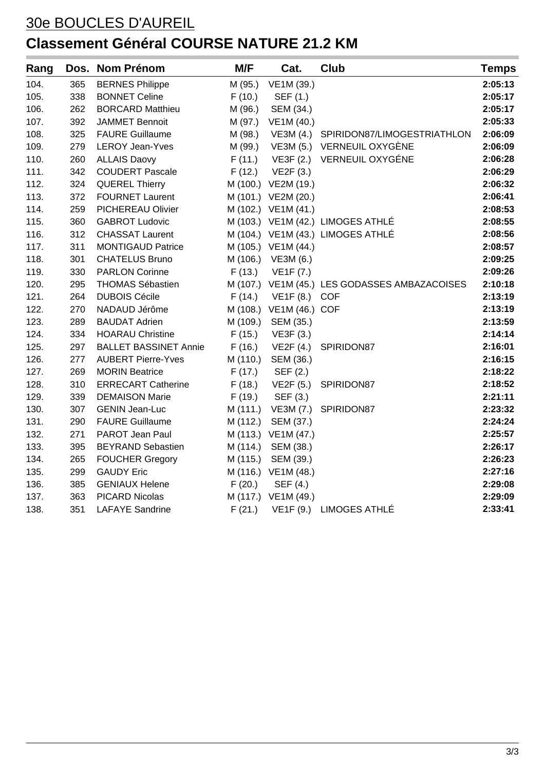# 30e BOUCLES D'AUREIL

## Classement Général COURSE NATURE 21.2 KM

| Rang | Dos. | Nom Prénom | M/F | Cat. | Club | Temps |
|---|---|---|---|---|---|---|
| 104. | 365 | BERNES Philippe | M (95.) | VE1M (39.) | | **2:05:13** |
| 105. | 338 | BONNET Celine | F (10.) | SEF (1.) | | **2:05:17** |
| 106. | 262 | BORCARD Matthieu | M (96.) | SEM (34.) | | **2:05:17** |
| 107. | 392 | JAMMET Bennoit | M (97.) | VE1M (40.) | | **2:05:33** |
| 108. | 325 | FAURE Guillaume | M (98.) | VE3M (4.) | SPIRIDON87/LIMOGESTRIATHLON | **2:06:09** |
| 109. | 279 | LEROY Jean-Yves | M (99.) | VE3M (5.) | VERNEUIL OXYGÈNE | **2:06:09** |
| 110. | 260 | ALLAIS Daovy | F (11.) | VE3F (2.) | VERNEUIL OXYGÉNE | **2:06:28** |
| 111. | 342 | COUDERT Pascale | F (12.) | VE2F (3.) | | **2:06:29** |
| 112. | 324 | QUEREL Thierry | M (100.) | VE2M (19.) | | **2:06:32** |
| 113. | 372 | FOURNET Laurent | M (101.) | VE2M (20.) | | **2:06:41** |
| 114. | 259 | PICHEREAU Olivier | M (102.) | VE1M (41.) | | **2:08:53** |
| 115. | 360 | GABROT Ludovic | M (103.) | VE1M (42.) | LIMOGES ATHLÉ | **2:08:55** |
| 116. | 312 | CHASSAT Laurent | M (104.) | VE1M (43.) | LIMOGES ATHLÉ | **2:08:56** |
| 117. | 311 | MONTIGAUD Patrice | M (105.) | VE1M (44.) | | **2:08:57** |
| 118. | 301 | CHATELUS Bruno | M (106.) | VE3M (6.) | | **2:09:25** |
| 119. | 330 | PARLON Corinne | F (13.) | VE1F (7.) | | **2:09:26** |
| 120. | 295 | THOMAS Sébastien | M (107.) | VE1M (45.) | LES GODASSES AMBAZACOISES | **2:10:18** |
| 121. | 264 | DUBOIS Cécile | F (14.) | VE1F (8.) | COF | **2:13:19** |
| 122. | 270 | NADAUD Jérôme | M (108.) | VE1M (46.) | COF | **2:13:19** |
| 123. | 289 | BAUDAT Adrien | M (109.) | SEM (35.) | | **2:13:59** |
| 124. | 334 | HOARAU Christine | F (15.) | VE3F (3.) | | **2:14:14** |
| 125. | 297 | BALLET BASSINET Annie | F (16.) | VE2F (4.) | SPIRIDON87 | **2:16:01** |
| 126. | 277 | AUBERT Pierre-Yves | M (110.) | SEM (36.) | | **2:16:15** |
| 127. | 269 | MORIN Beatrice | F (17.) | SEF (2.) | | **2:18:22** |
| 128. | 310 | ERRECART Catherine | F (18.) | VE2F (5.) | SPIRIDON87 | **2:18:52** |
| 129. | 339 | DEMAISON Marie | F (19.) | SEF (3.) | | **2:21:11** |
| 130. | 307 | GENIN Jean-Luc | M (111.) | VE3M (7.) | SPIRIDON87 | **2:23:32** |
| 131. | 290 | FAURE Guillaume | M (112.) | SEM (37.) | | **2:24:24** |
| 132. | 271 | PAROT Jean Paul | M (113.) | VE1M (47.) | | **2:25:57** |
| 133. | 395 | BEYRAND Sebastien | M (114.) | SEM (38.) | | **2:26:17** |
| 134. | 265 | FOUCHER Gregory | M (115.) | SEM (39.) | | **2:26:23** |
| 135. | 299 | GAUDY Eric | M (116.) | VE1M (48.) | | **2:27:16** |
| 136. | 385 | GENIAUX Helene | F (20.) | SEF (4.) | | **2:29:08** |
| 137. | 363 | PICARD Nicolas | M (117.) | VE1M (49.) | | **2:29:09** |
| 138. | 351 | LAFAYE Sandrine | F (21.) | VE1F (9.) | LIMOGES ATHLÉ | **2:33:41** |